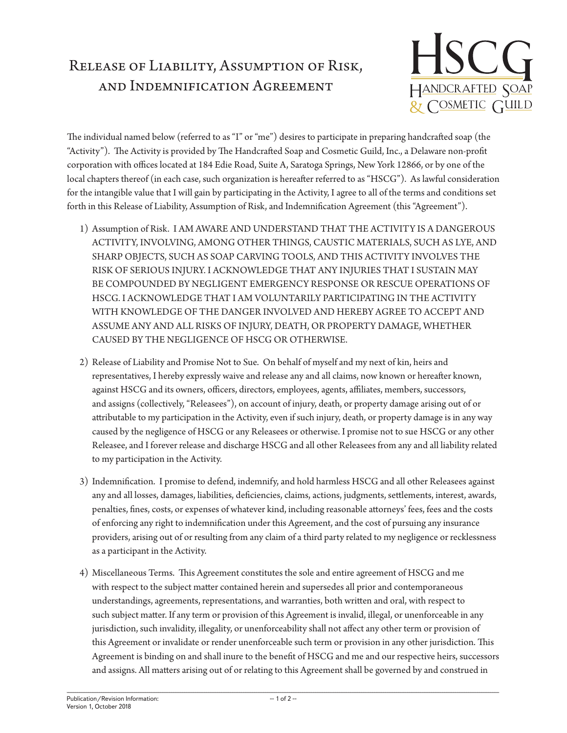# Release of Liability, Assumption of Risk, and Indemnification Agreement

HSCG
Handcrafted Soap & Cosmetic Guild

The individual named below (referred to as "I" or "me") desires to participate in preparing handcrafted soap (the "Activity"). The Activity is provided by The Handcrafted Soap and Cosmetic Guild, Inc., a Delaware non-profit corporation with offices located at 184 Edie Road, Suite A, Saratoga Springs, New York 12866, or by one of the local chapters thereof (in each case, such organization is hereafter referred to as "HSCG"). As lawful consideration for the intangible value that I will gain by participating in the Activity, I agree to all of the terms and conditions set forth in this Release of Liability, Assumption of Risk, and Indemnification Agreement (this "Agreement").

1) Assumption of Risk. I AM AWARE AND UNDERSTAND THAT THE ACTIVITY IS A DANGEROUS ACTIVITY, INVOLVING, AMONG OTHER THINGS, CAUSTIC MATERIALS, SUCH AS LYE, AND SHARP OBJECTS, SUCH AS SOAP CARVING TOOLS, AND THIS ACTIVITY INVOLVES THE RISK OF SERIOUS INJURY. I ACKNOWLEDGE THAT ANY INJURIES THAT I SUSTAIN MAY BE COMPOUNDED BY NEGLIGENT EMERGENCY RESPONSE OR RESCUE OPERATIONS OF HSCG. I ACKNOWLEDGE THAT I AM VOLUNTARILY PARTICIPATING IN THE ACTIVITY WITH KNOWLEDGE OF THE DANGER INVOLVED AND HEREBY AGREE TO ACCEPT AND ASSUME ANY AND ALL RISKS OF INJURY, DEATH, OR PROPERTY DAMAGE, WHETHER CAUSED BY THE NEGLIGENCE OF HSCG OR OTHERWISE.

2) Release of Liability and Promise Not to Sue. On behalf of myself and my next of kin, heirs and representatives, I hereby expressly waive and release any and all claims, now known or hereafter known, against HSCG and its owners, officers, directors, employees, agents, affiliates, members, successors, and assigns (collectively, "Releasees"), on account of injury, death, or property damage arising out of or attributable to my participation in the Activity, even if such injury, death, or property damage is in any way caused by the negligence of HSCG or any Releasees or otherwise. I promise not to sue HSCG or any other Releasee, and I forever release and discharge HSCG and all other Releasees from any and all liability related to my participation in the Activity.

3) Indemnification. I promise to defend, indemnify, and hold harmless HSCG and all other Releasees against any and all losses, damages, liabilities, deficiencies, claims, actions, judgments, settlements, interest, awards, penalties, fines, costs, or expenses of whatever kind, including reasonable attorneys' fees, fees and the costs of enforcing any right to indemnification under this Agreement, and the cost of pursuing any insurance providers, arising out of or resulting from any claim of a third party related to my negligence or recklessness as a participant in the Activity.

4) Miscellaneous Terms. This Agreement constitutes the sole and entire agreement of HSCG and me with respect to the subject matter contained herein and supersedes all prior and contemporaneous understandings, agreements, representations, and warranties, both written and oral, with respect to such subject matter. If any term or provision of this Agreement is invalid, illegal, or unenforceable in any jurisdiction, such invalidity, illegality, or unenforceability shall not affect any other term or provision of this Agreement or invalidate or render unenforceable such term or provision in any other jurisdiction. This Agreement is binding on and shall inure to the benefit of HSCG and me and our respective heirs, successors and assigns. All matters arising out of or relating to this Agreement shall be governed by and construed in

Publication/Revision Information:
Version 1, October 2018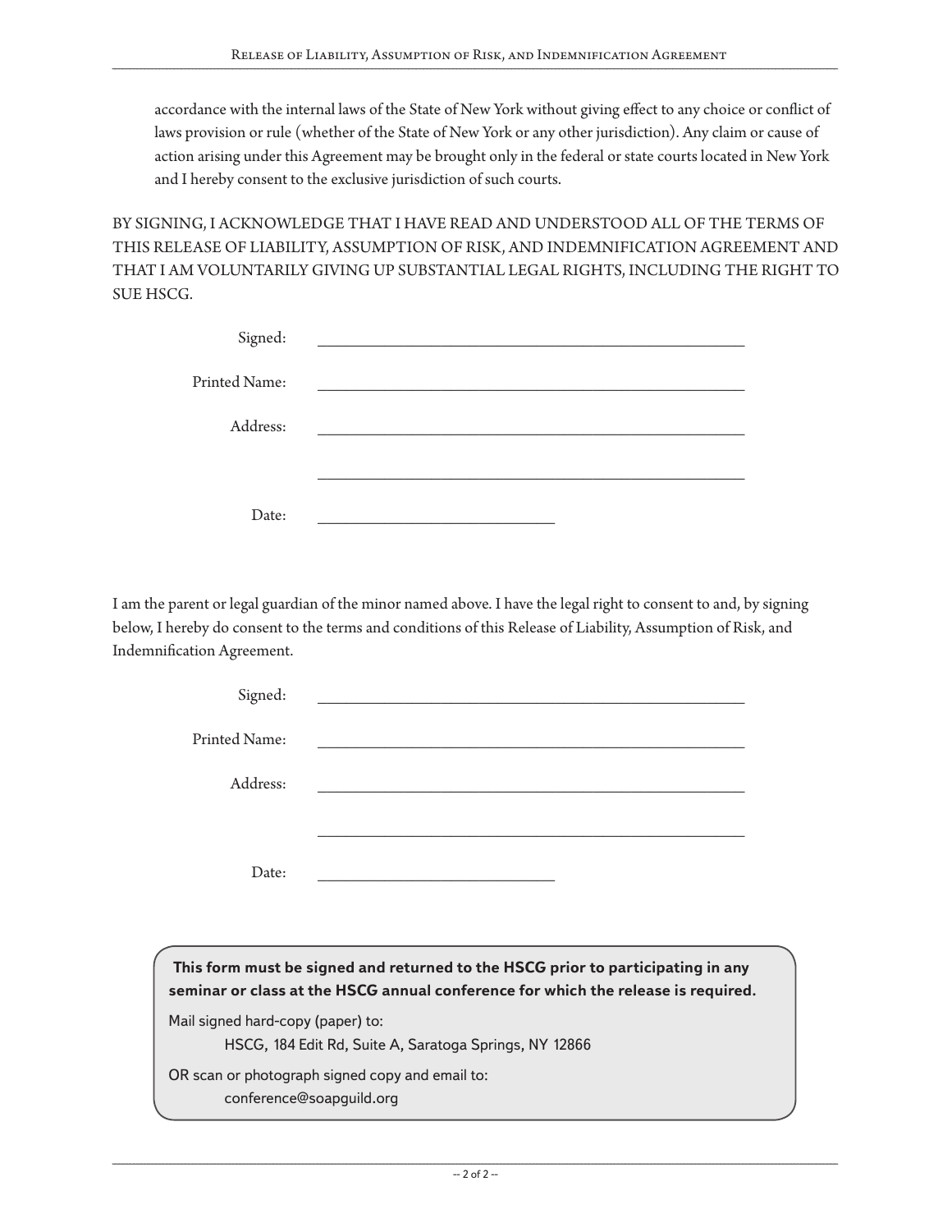accordance with the internal laws of the State of New York without giving effect to any choice or conflict of laws provision or rule (whether of the State of New York or any other jurisdiction). Any claim or cause of action arising under this Agreement may be brought only in the federal or state courts located in New York and I hereby consent to the exclusive jurisdiction of such courts.

BY SIGNING, I ACKNOWLEDGE THAT I HAVE READ AND UNDERSTOOD ALL OF THE TERMS OF THIS RELEASE OF LIABILITY, ASSUMPTION OF RISK, AND INDEMNIFICATION AGREEMENT AND THAT I AM VOLUNTARILY GIVING UP SUBSTANTIAL LEGAL RIGHTS, INCLUDING THE RIGHT TO SUE HSCG.

Signed: ______________________________________________

Printed Name: ______________________________________________

Address: ______________________________________________

______________________________________________

Date: __________________________

I am the parent or legal guardian of the minor named above. I have the legal right to consent to and, by signing below, I hereby do consent to the terms and conditions of this Release of Liability, Assumption of Risk, and Indemnification Agreement.

Signed: ______________________________________________

Printed Name: ______________________________________________

Address: ______________________________________________

______________________________________________

Date: __________________________

**This form must be signed and returned to the HSCG prior to participating in any seminar or class at the HSCG annual conference for which the release is required.**

Mail signed hard-copy (paper) to:

HSCG, 184 Edit Rd, Suite A, Saratoga Springs, NY 12866

OR scan or photograph signed copy and email to:

conference@soapguild.org